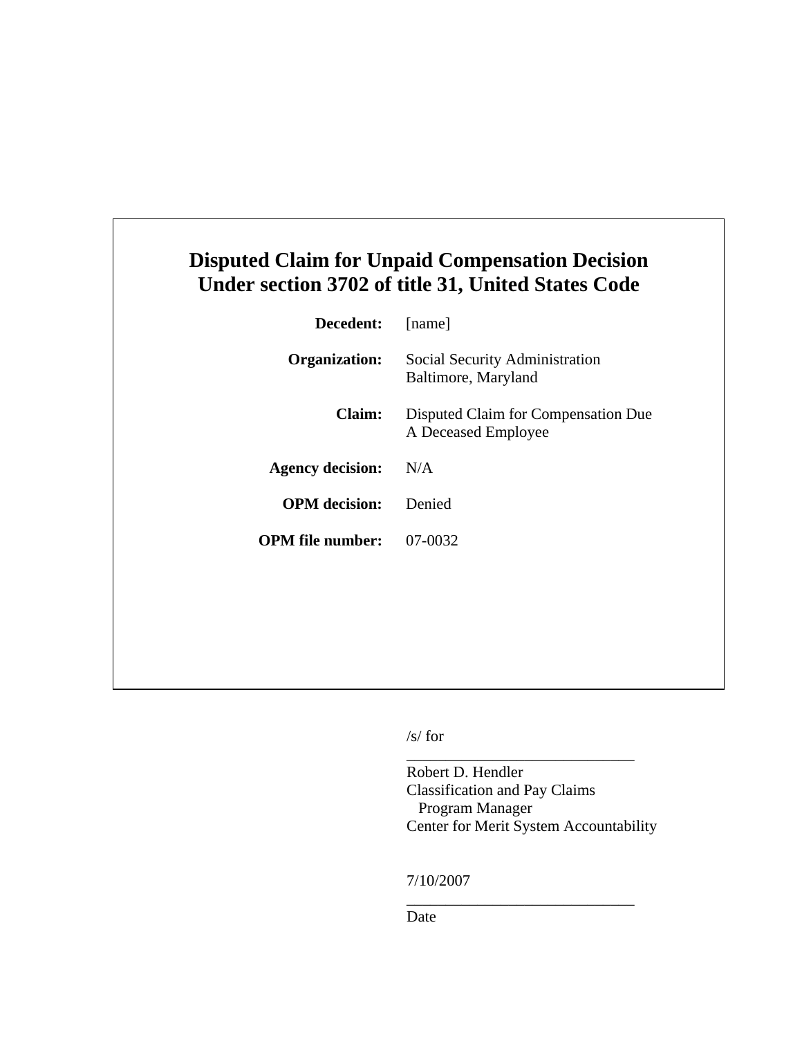# Disputed Claim for Unpaid Compensation Decision Under section 3702 of title 31, United States Code

**Decedent:** [name]

**Organization:** Social Security Administration
Baltimore, Maryland

**Claim:** Disputed Claim for Compensation Due A Deceased Employee

**Agency decision:** N/A

**OPM decision:** Denied

**OPM file number:** 07-0032

/s/ for

_____________________________

Robert D. Hendler
Classification and Pay Claims
Program Manager
Center for Merit System Accountability

7/10/2007

_____________________________

Date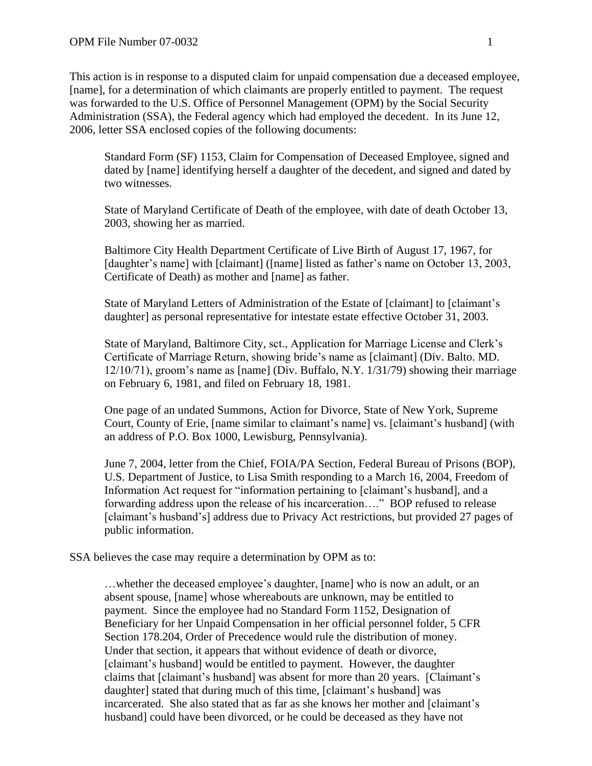This action is in response to a disputed claim for unpaid compensation due a deceased employee, [name], for a determination of which claimants are properly entitled to payment. The request was forwarded to the U.S. Office of Personnel Management (OPM) by the Social Security Administration (SSA), the Federal agency which had employed the decedent. In its June 12, 2006, letter SSA enclosed copies of the following documents:

> Standard Form (SF) 1153, Claim for Compensation of Deceased Employee, signed and dated by [name] identifying herself a daughter of the decedent, and signed and dated by two witnesses.
>
> State of Maryland Certificate of Death of the employee, with date of death October 13, 2003, showing her as married.
>
> Baltimore City Health Department Certificate of Live Birth of August 17, 1967, for [daughter's name] with [claimant] ([name] listed as father's name on October 13, 2003, Certificate of Death) as mother and [name] as father.
>
> State of Maryland Letters of Administration of the Estate of [claimant] to [claimant's daughter] as personal representative for intestate estate effective October 31, 2003.
>
> State of Maryland, Baltimore City, sct., Application for Marriage License and Clerk's Certificate of Marriage Return, showing bride's name as [claimant] (Div. Balto. MD. 12/10/71), groom's name as [name] (Div. Buffalo, N.Y. 1/31/79) showing their marriage on February 6, 1981, and filed on February 18, 1981.
>
> One page of an undated Summons, Action for Divorce, State of New York, Supreme Court, County of Erie, [name similar to claimant's name] vs. [claimant's husband] (with an address of P.O. Box 1000, Lewisburg, Pennsylvania).
>
> June 7, 2004, letter from the Chief, FOIA/PA Section, Federal Bureau of Prisons (BOP), U.S. Department of Justice, to Lisa Smith responding to a March 16, 2004, Freedom of Information Act request for "information pertaining to [claimant's husband], and a forwarding address upon the release of his incarceration…." BOP refused to release [claimant's husband's] address due to Privacy Act restrictions, but provided 27 pages of public information.

SSA believes the case may require a determination by OPM as to:

> …whether the deceased employee's daughter, [name] who is now an adult, or an absent spouse, [name] whose whereabouts are unknown, may be entitled to payment. Since the employee had no Standard Form 1152, Designation of Beneficiary for her Unpaid Compensation in her official personnel folder, 5 CFR Section 178.204, Order of Precedence would rule the distribution of money. Under that section, it appears that without evidence of death or divorce, [claimant's husband] would be entitled to payment. However, the daughter claims that [claimant's husband] was absent for more than 20 years. [Claimant's daughter] stated that during much of this time, [claimant's husband] was incarcerated. She also stated that as far as she knows her mother and [claimant's husband] could have been divorced, or he could be deceased as they have not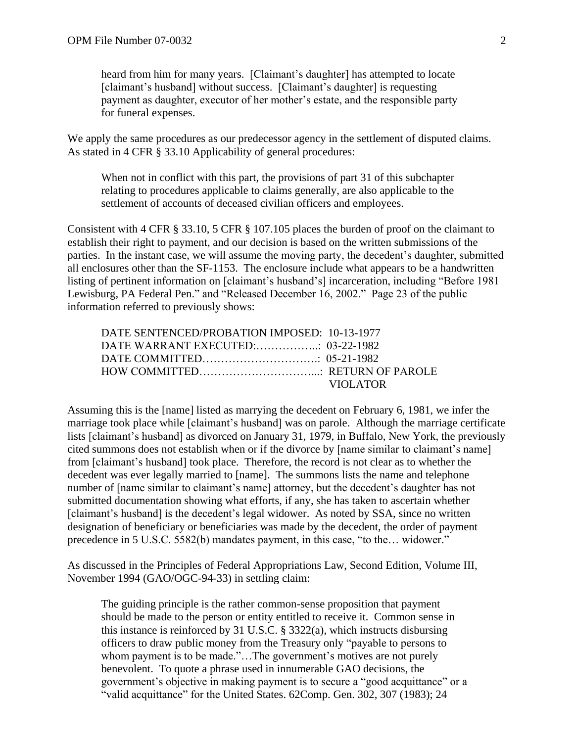heard from him for many years. [Claimant's daughter] has attempted to locate [claimant's husband] without success. [Claimant's daughter] is requesting payment as daughter, executor of her mother's estate, and the responsible party for funeral expenses.

We apply the same procedures as our predecessor agency in the settlement of disputed claims. As stated in 4 CFR § 33.10 Applicability of general procedures:

> When not in conflict with this part, the provisions of part 31 of this subchapter relating to procedures applicable to claims generally, are also applicable to the settlement of accounts of deceased civilian officers and employees.

Consistent with 4 CFR § 33.10, 5 CFR § 107.105 places the burden of proof on the claimant to establish their right to payment, and our decision is based on the written submissions of the parties. In the instant case, we will assume the moving party, the decedent's daughter, submitted all enclosures other than the SF-1153. The enclosure include what appears to be a handwritten listing of pertinent information on [claimant's husband's] incarceration, including "Before 1981 Lewisburg, PA Federal Pen." and "Released December 16, 2002." Page 23 of the public information referred to previously shows:

> DATE SENTENCED/PROBATION IMPOSED: 10-13-1977
> DATE WARRANT EXECUTED:……………..: 03-22-1982
> DATE COMMITTED…………………………..: 05-21-1982
> HOW COMMITTED…………………………...: RETURN OF PAROLE VIOLATOR

Assuming this is the [name] listed as marrying the decedent on February 6, 1981, we infer the marriage took place while [claimant's husband] was on parole. Although the marriage certificate lists [claimant's husband] as divorced on January 31, 1979, in Buffalo, New York, the previously cited summons does not establish when or if the divorce by [name similar to claimant's name] from [claimant's husband] took place. Therefore, the record is not clear as to whether the decedent was ever legally married to [name]. The summons lists the name and telephone number of [name similar to claimant's name] attorney, but the decedent's daughter has not submitted documentation showing what efforts, if any, she has taken to ascertain whether [claimant's husband] is the decedent's legal widower. As noted by SSA, since no written designation of beneficiary or beneficiaries was made by the decedent, the order of payment precedence in 5 U.S.C. 5582(b) mandates payment, in this case, "to the… widower."

As discussed in the Principles of Federal Appropriations Law, Second Edition, Volume III, November 1994 (GAO/OGC-94-33) in settling claim:

> The guiding principle is the rather common-sense proposition that payment should be made to the person or entity entitled to receive it. Common sense in this instance is reinforced by 31 U.S.C. § 3322(a), which instructs disbursing officers to draw public money from the Treasury only "payable to persons to whom payment is to be made."…The government's motives are not purely benevolent. To quote a phrase used in innumerable GAO decisions, the government's objective in making payment is to secure a "good acquittance" or a "valid acquittance" for the United States. 62Comp. Gen. 302, 307 (1983); 24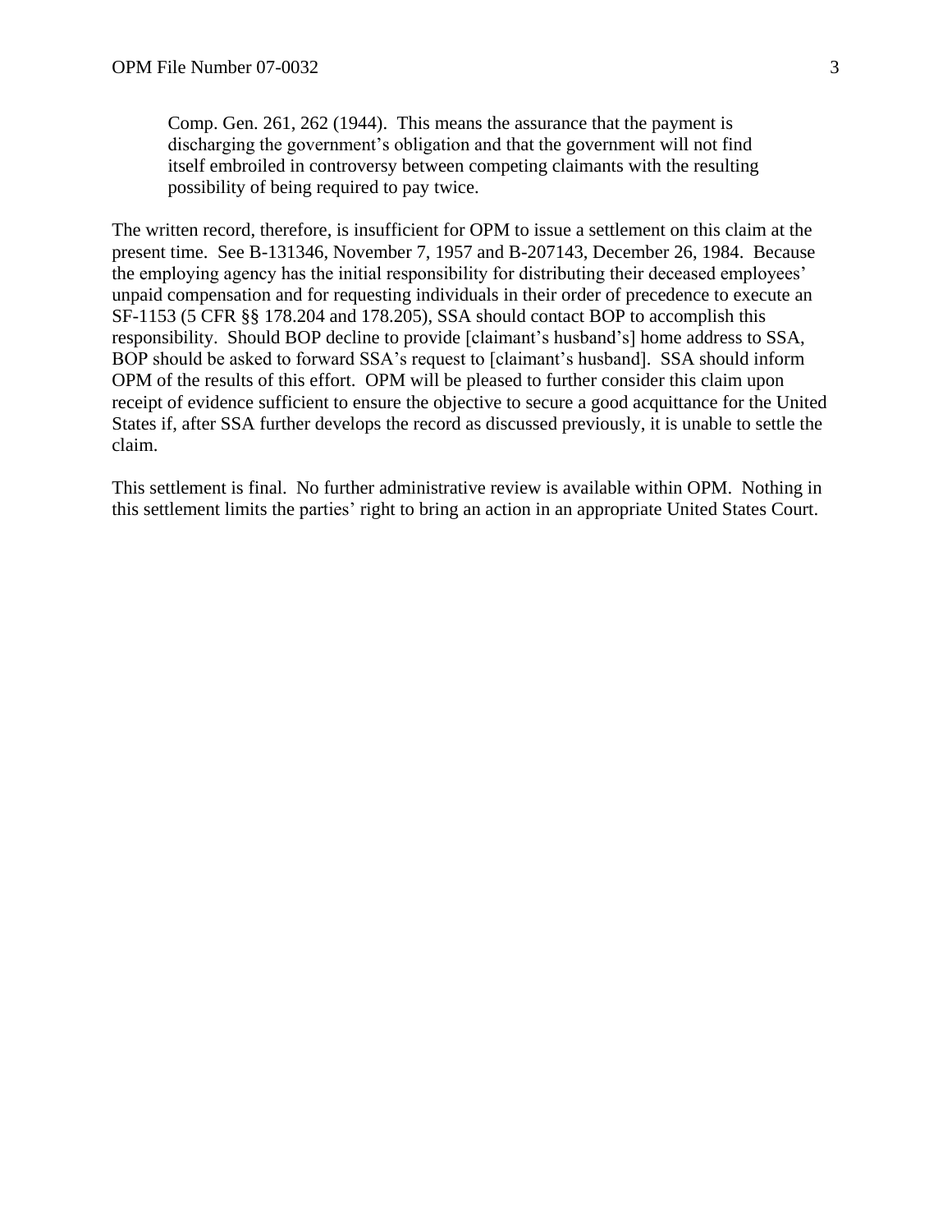> Comp. Gen. 261, 262 (1944). This means the assurance that the payment is discharging the government's obligation and that the government will not find itself embroiled in controversy between competing claimants with the resulting possibility of being required to pay twice.

The written record, therefore, is insufficient for OPM to issue a settlement on this claim at the present time. See B-131346, November 7, 1957 and B-207143, December 26, 1984. Because the employing agency has the initial responsibility for distributing their deceased employees' unpaid compensation and for requesting individuals in their order of precedence to execute an SF-1153 (5 CFR §§ 178.204 and 178.205), SSA should contact BOP to accomplish this responsibility. Should BOP decline to provide [claimant's husband's] home address to SSA, BOP should be asked to forward SSA's request to [claimant's husband]. SSA should inform OPM of the results of this effort. OPM will be pleased to further consider this claim upon receipt of evidence sufficient to ensure the objective to secure a good acquittance for the United States if, after SSA further develops the record as discussed previously, it is unable to settle the claim.

This settlement is final. No further administrative review is available within OPM. Nothing in this settlement limits the parties' right to bring an action in an appropriate United States Court.